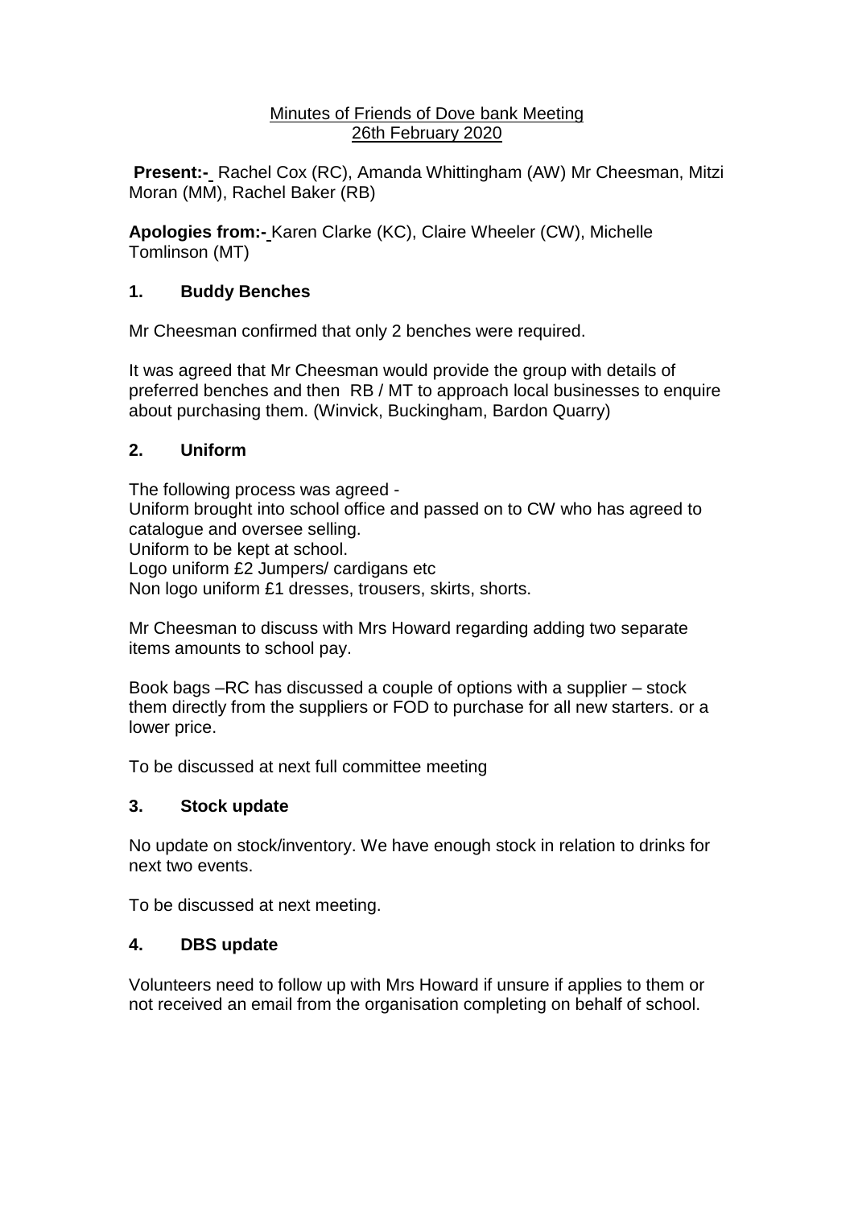Minutes of Friends of Dove bank Meeting
26th February 2020

**Present:-** Rachel Cox (RC), Amanda Whittingham (AW) Mr Cheesman, Mitzi Moran (MM), Rachel Baker (RB)

**Apologies from:-** Karen Clarke (KC), Claire Wheeler (CW), Michelle Tomlinson (MT)

## 1. Buddy Benches

Mr Cheesman confirmed that only 2 benches were required.

It was agreed that Mr Cheesman would provide the group with details of preferred benches and then RB / MT to approach local businesses to enquire about purchasing them. (Winvick, Buckingham, Bardon Quarry)

## 2. Uniform

The following process was agreed -
Uniform brought into school office and passed on to CW who has agreed to catalogue and oversee selling.
Uniform to be kept at school.
Logo uniform £2 Jumpers/ cardigans etc
Non logo uniform £1 dresses, trousers, skirts, shorts.

Mr Cheesman to discuss with Mrs Howard regarding adding two separate items amounts to school pay.

Book bags –RC has discussed a couple of options with a supplier – stock them directly from the suppliers or FOD to purchase for all new starters. or a lower price.

To be discussed at next full committee meeting

## 3. Stock update

No update on stock/inventory. We have enough stock in relation to drinks for next two events.

To be discussed at next meeting.

## 4. DBS update

Volunteers need to follow up with Mrs Howard if unsure if applies to them or not received an email from the organisation completing on behalf of school.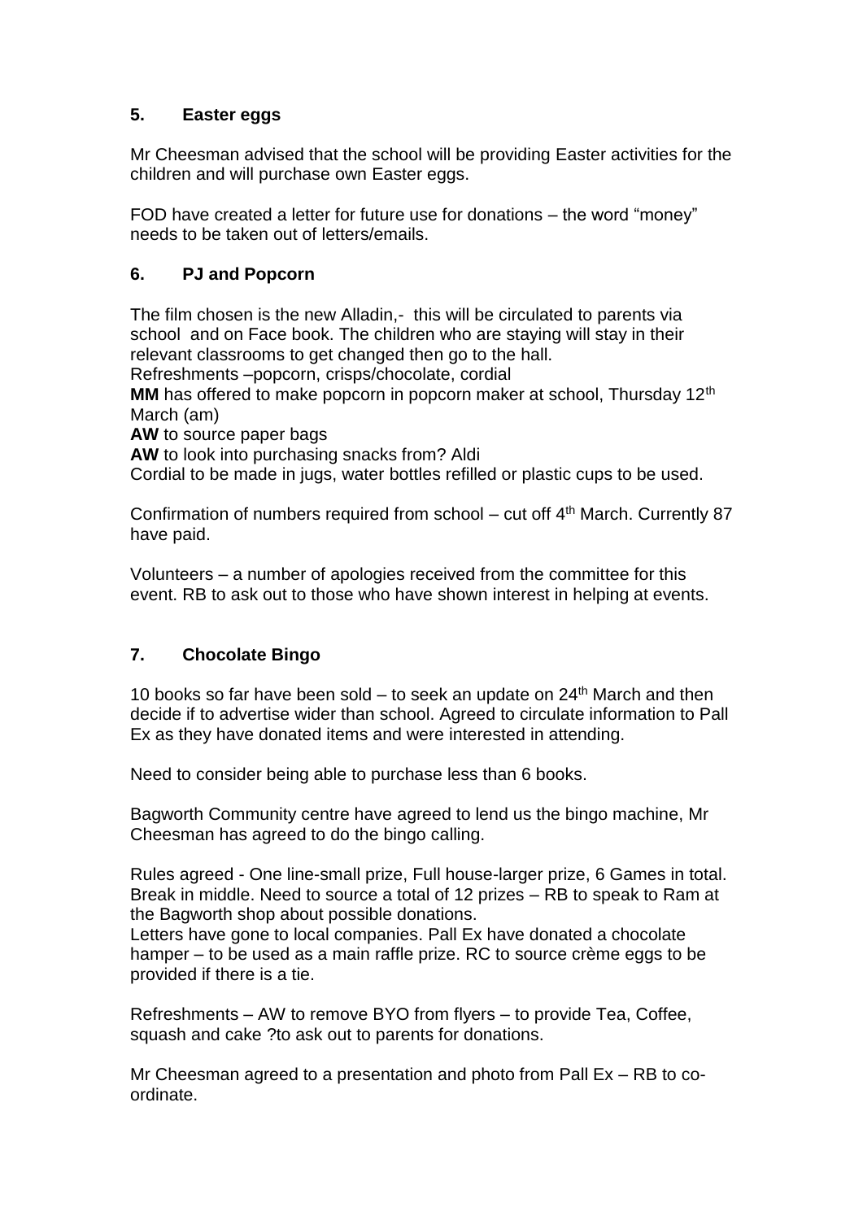## 5. Easter eggs

Mr Cheesman advised that the school will be providing Easter activities for the children and will purchase own Easter eggs.

FOD have created a letter for future use for donations – the word "money" needs to be taken out of letters/emails.

## 6. PJ and Popcorn

The film chosen is the new Alladin,- this will be circulated to parents via school and on Face book. The children who are staying will stay in their relevant classrooms to get changed then go to the hall.
Refreshments –popcorn, crisps/chocolate, cordial
**MM** has offered to make popcorn in popcorn maker at school, Thursday 12th March (am)
**AW** to source paper bags
**AW** to look into purchasing snacks from? Aldi
Cordial to be made in jugs, water bottles refilled or plastic cups to be used.

Confirmation of numbers required from school – cut off 4th March. Currently 87 have paid.

Volunteers – a number of apologies received from the committee for this event. RB to ask out to those who have shown interest in helping at events.

## 7. Chocolate Bingo

10 books so far have been sold – to seek an update on 24th March and then decide if to advertise wider than school. Agreed to circulate information to Pall Ex as they have donated items and were interested in attending.

Need to consider being able to purchase less than 6 books.

Bagworth Community centre have agreed to lend us the bingo machine, Mr Cheesman has agreed to do the bingo calling.

Rules agreed - One line-small prize, Full house-larger prize, 6 Games in total. Break in middle. Need to source a total of 12 prizes – RB to speak to Ram at the Bagworth shop about possible donations.
Letters have gone to local companies. Pall Ex have donated a chocolate hamper – to be used as a main raffle prize. RC to source crème eggs to be provided if there is a tie.

Refreshments – AW to remove BYO from flyers – to provide Tea, Coffee, squash and cake ?to ask out to parents for donations.

Mr Cheesman agreed to a presentation and photo from Pall Ex – RB to co-ordinate.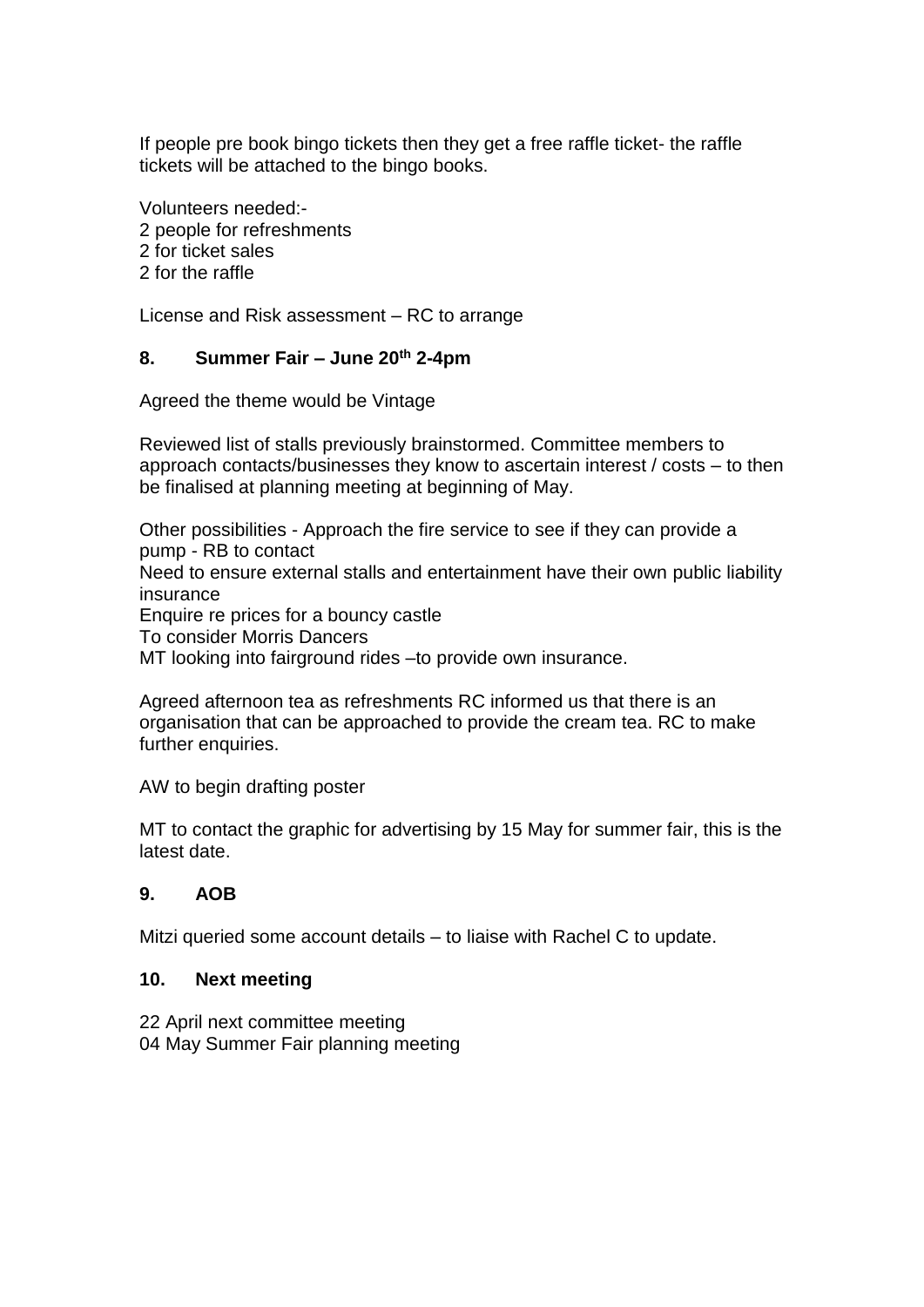If people pre book bingo tickets then they get a free raffle ticket- the raffle tickets will be attached to the bingo books.

Volunteers needed:-
2 people for refreshments
2 for ticket sales
2 for the raffle

License and Risk assessment – RC to arrange

### 8. Summer Fair – June 20th 2-4pm

Agreed the theme would be Vintage

Reviewed list of stalls previously brainstormed. Committee members to approach contacts/businesses they know to ascertain interest / costs – to then be finalised at planning meeting at beginning of May.

Other possibilities - Approach the fire service to see if they can provide a pump - RB to contact
Need to ensure external stalls and entertainment have their own public liability insurance
Enquire re prices for a bouncy castle
To consider Morris Dancers
MT looking into fairground rides –to provide own insurance.

Agreed afternoon tea as refreshments RC informed us that there is an organisation that can be approached to provide the cream tea. RC to make further enquiries.

AW to begin drafting poster

MT to contact the graphic for advertising by 15 May for summer fair, this is the latest date.

### 9. AOB

Mitzi queried some account details – to liaise with Rachel C to update.

### 10. Next meeting

22 April next committee meeting
04 May Summer Fair planning meeting